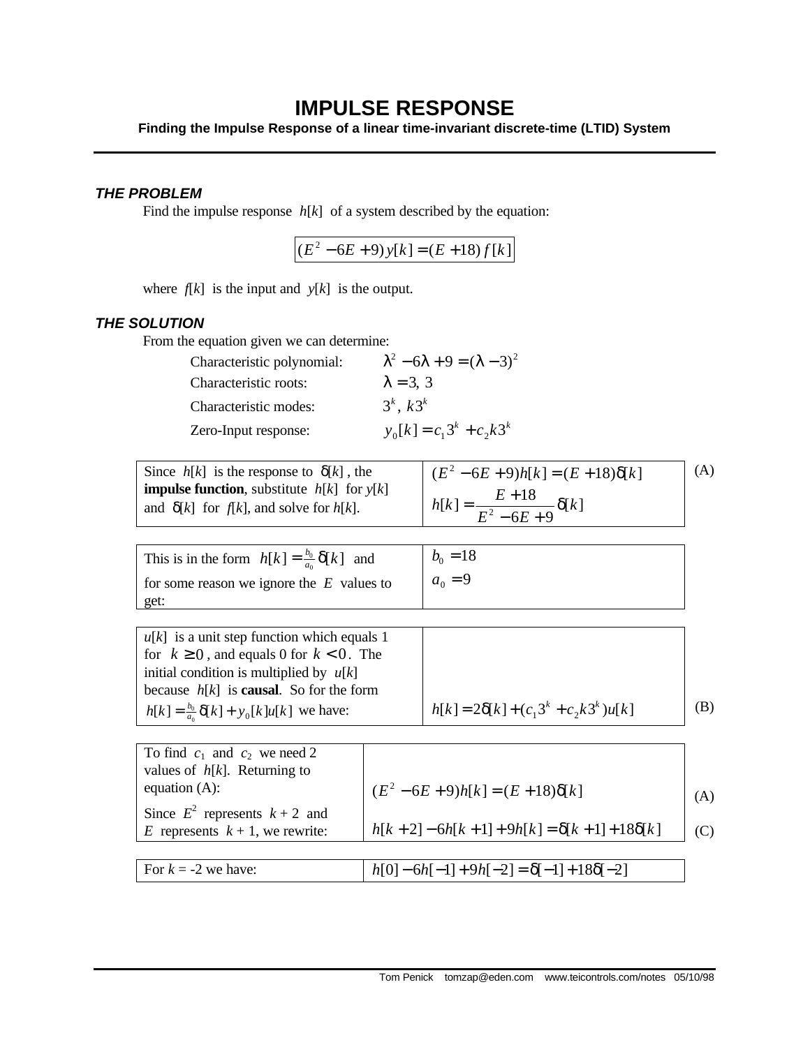# IMPULSE RESPONSE

**Finding the Impulse Response of a linear time-invariant discrete-time (LTID) System**

### *THE PROBLEM*

Find the impulse response $h[k]$ of a system described by the equation:

$$(E^2 - 6E + 9)\,y[k] = (E + 18)\,f[k]$$

where $f[k]$ is the input and $y[k]$ is the output.

### *THE SOLUTION*

From the equation given we can determine:

| | |
|---|---|
| Characteristic polynomial: | $\lambda^2 - 6\lambda + 9 = (\lambda - 3)^2$ |
| Characteristic roots: | $\lambda = 3,\ 3$ |
| Characteristic modes: | $3^k,\ k3^k$ |
| Zero-Input response: | $y_0[k] = c_1 3^k + c_2 k 3^k$ |

| | | |
|---|---|---|
| Since $h[k]$ is the response to $\delta[k]$, the **impulse function**, substitute $h[k]$ for $y[k]$ and $\delta[k]$ for $f[k]$, and solve for $h[k]$. | $(E^2 - 6E + 9)h[k] = (E + 18)\delta[k]$ <br> $h[k] = \dfrac{E + 18}{E^2 - 6E + 9}\delta[k]$ | (A) |

| | |
|---|---|
| This is in the form $h[k] = \frac{b_0}{a_0}\delta[k]$ and for some reason we ignore the $E$ values to get: | $b_0 = 18$ <br> $a_0 = 9$ |

| | | |
|---|---|---|
| $u[k]$ is a unit step function which equals 1 for $k \geq 0$, and equals 0 for $k < 0$. The initial condition is multiplied by $u[k]$ because $h[k]$ is **causal**. So for the form $h[k] = \frac{b_0}{a_0}\delta[k] + y_0[k]u[k]$ we have: | $h[k] = 2\delta[k] + (c_1 3^k + c_2 k 3^k)u[k]$ | (B) |

| | | |
|---|---|---|
| To find $c_1$ and $c_2$ we need 2 values of $h[k]$. Returning to equation (A): | $(E^2 - 6E + 9)h[k] = (E + 18)\delta[k]$ | (A) |
| Since $E^2$ represents $k + 2$ and $E$ represents $k + 1$, we rewrite: | $h[k+2] - 6h[k+1] + 9h[k] = \delta[k+1] + 18\delta[k]$ | (C) |

| | |
|---|---|
| For $k$ = -2 we have: | $h[0] - 6h[-1] + 9h[-2] = \delta[-1] + 18\delta[-2]$ |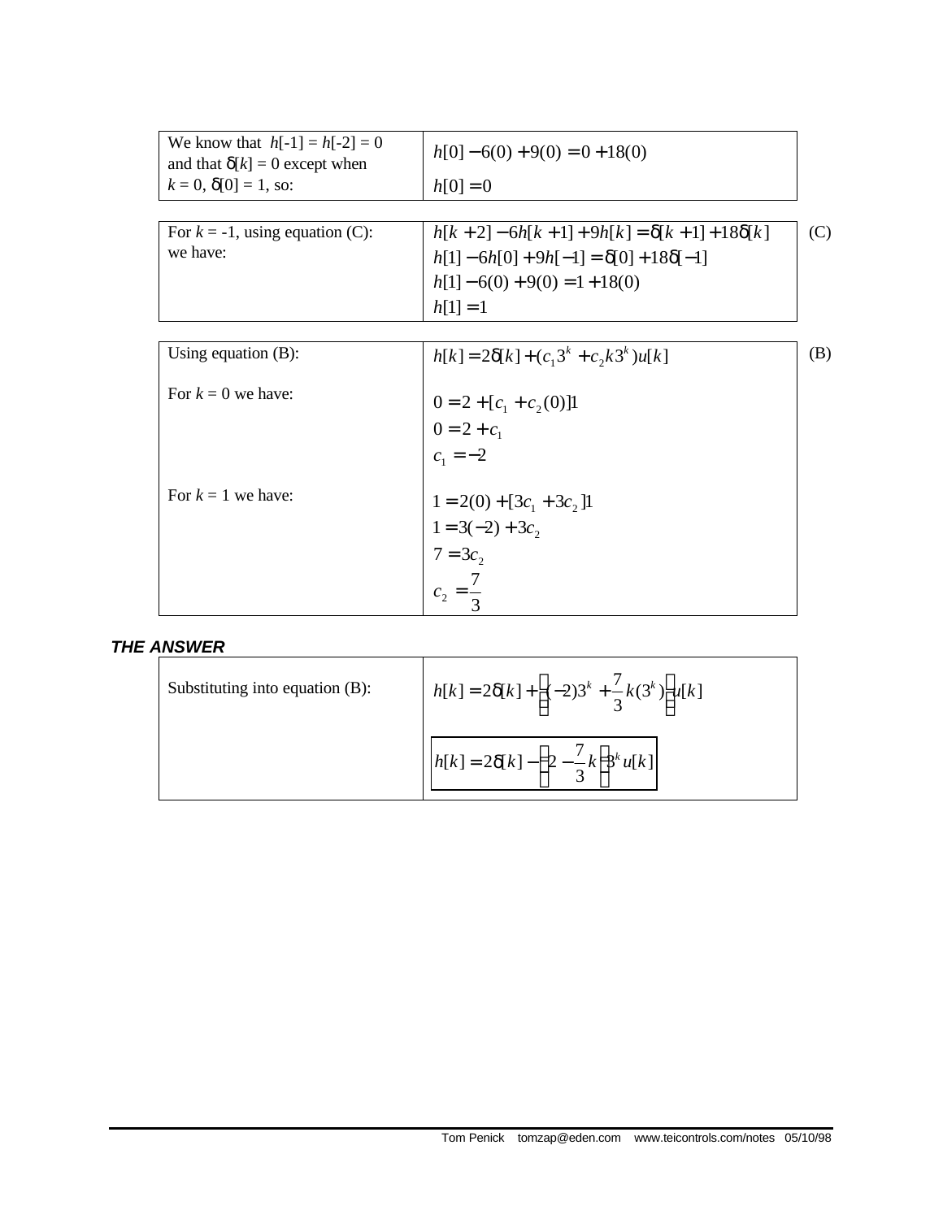| | | |
|---|---|---|
| We know that $h[-1] = h[-2] = 0$ and that $\delta[k] = 0$ except when $k = 0$, $\delta[0] = 1$, so: | $h[0] - 6(0) + 9(0) = 0 + 18(0)$<br>$h[0] = 0$ | |

| | | |
|---|---|---|
| For $k = -1$, using equation (C): we have: | $h[k+2] - 6h[k+1] + 9h[k] = \delta[k+1] + 18\delta[k]$<br>$h[1] - 6h[0] + 9h[-1] = \delta[0] + 18\delta[-1]$<br>$h[1] - 6(0) + 9(0) = 1 + 18(0)$<br>$h[1] = 1$ | (C) |

| | | |
|---|---|---|
| Using equation (B): | $h[k] = 2\delta[k] + (c_1 3^k + c_2 k 3^k)u[k]$ | (B) |
| For $k = 0$ we have: | $0 = 2 + [c_1 + c_2(0)]1$<br>$0 = 2 + c_1$<br>$c_1 = -2$ | |
| For $k = 1$ we have: | $1 = 2(0) + [3c_1 + 3c_2]1$<br>$1 = 3(-2) + 3c_2$<br>$7 = 3c_2$<br>$c_2 = \frac{7}{3}$ | |

### THE ANSWER

| | |
|---|---|
| Substituting into equation (B): | $h[k] = 2\delta[k] + \left[(-2)3^k + \frac{7}{3}k(3^k)\right]u[k]$ |
| | $\boxed{h[k] = 2\delta[k] - \left[2 - \frac{7}{3}k\right]3^k u[k]}$ |